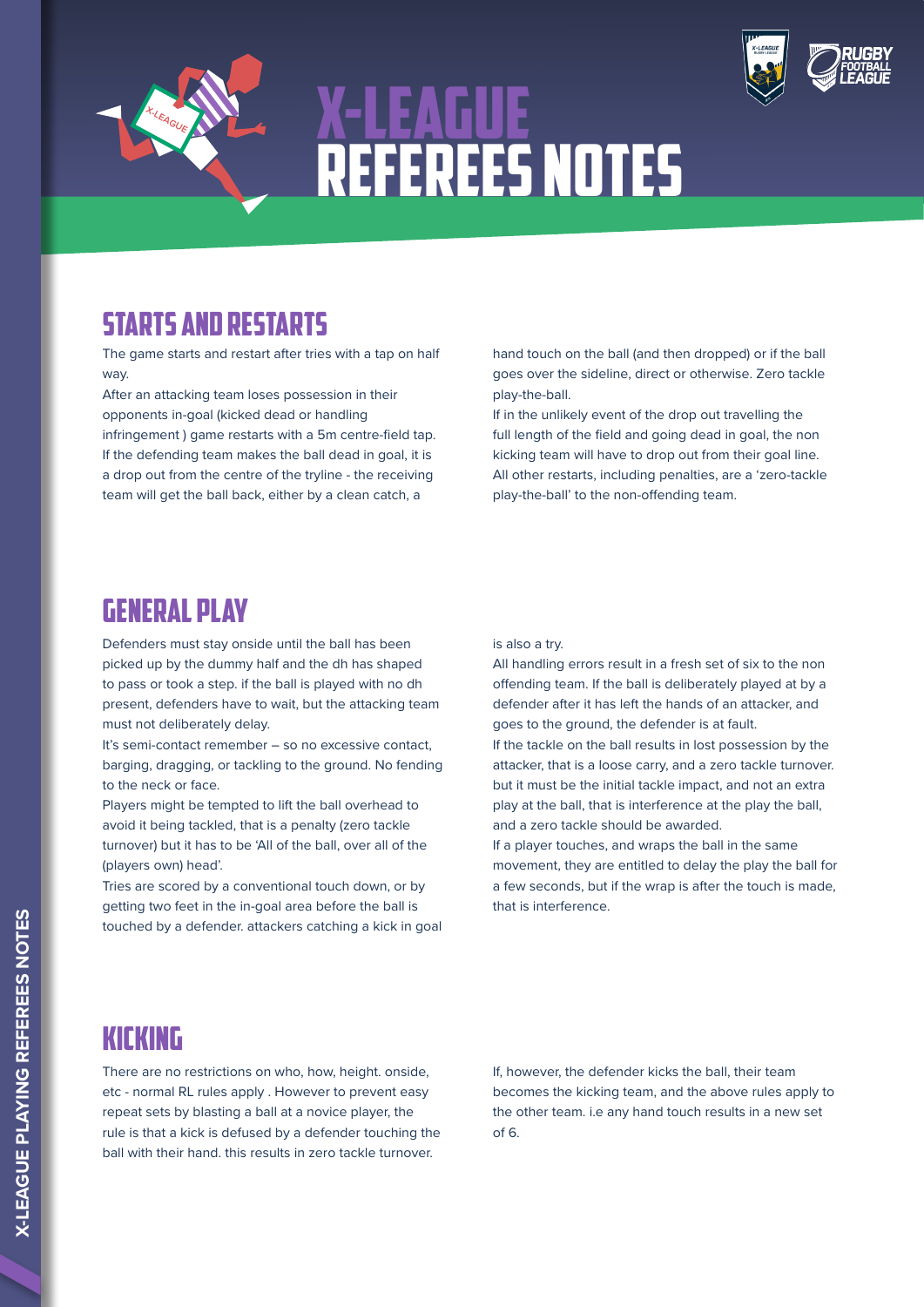# X-LEAGUE REFEREES NOTES

## STARTS AND RESTARTS

The game starts and restart after tries with a tap on half way.

After an attacking team loses possession in their opponents in-goal (kicked dead or handling infringement ) game restarts with a 5m centre-field tap.

If the defending team makes the ball dead in goal, it is a drop out from the centre of the tryline - the receiving team will get the ball back, either by a clean catch, a hand touch on the ball (and then dropped) or if the ball goes over the sideline, direct or otherwise. Zero tackle play-the-ball.

If in the unlikely event of the drop out travelling the full length of the field and going dead in goal, the non kicking team will have to drop out from their goal line.

All other restarts, including penalties, are a 'zero-tackle play-the-ball' to the non-offending team.

## GENERAL PLAY

Defenders must stay onside until the ball has been picked up by the dummy half and the dh has shaped to pass or took a step. if the ball is played with no dh present, defenders have to wait, but the attacking team must not deliberately delay.

It's semi-contact remember – so no excessive contact, barging, dragging, or tackling to the ground. No fending to the neck or face.

Players might be tempted to lift the ball overhead to avoid it being tackled, that is a penalty (zero tackle turnover) but it has to be 'All of the ball, over all of the (players own) head'.

Tries are scored by a conventional touch down, or by getting two feet in the in-goal area before the ball is touched by a defender. attackers catching a kick in goal is also a try.

All handling errors result in a fresh set of six to the non offending team. If the ball is deliberately played at by a defender after it has left the hands of an attacker, and goes to the ground, the defender is at fault.

If the tackle on the ball results in lost possession by the attacker, that is a loose carry, and a zero tackle turnover. but it must be the initial tackle impact, and not an extra play at the ball, that is interference at the play the ball, and a zero tackle should be awarded.

If a player touches, and wraps the ball in the same movement, they are entitled to delay the play the ball for a few seconds, but if the wrap is after the touch is made, that is interference.

## KICKING

There are no restrictions on who, how, height. onside, etc - normal RL rules apply . However to prevent easy repeat sets by blasting a ball at a novice player, the rule is that a kick is defused by a defender touching the ball with their hand. this results in zero tackle turnover.

If, however, the defender kicks the ball, their team becomes the kicking team, and the above rules apply to the other team. i.e any hand touch results in a new set of 6.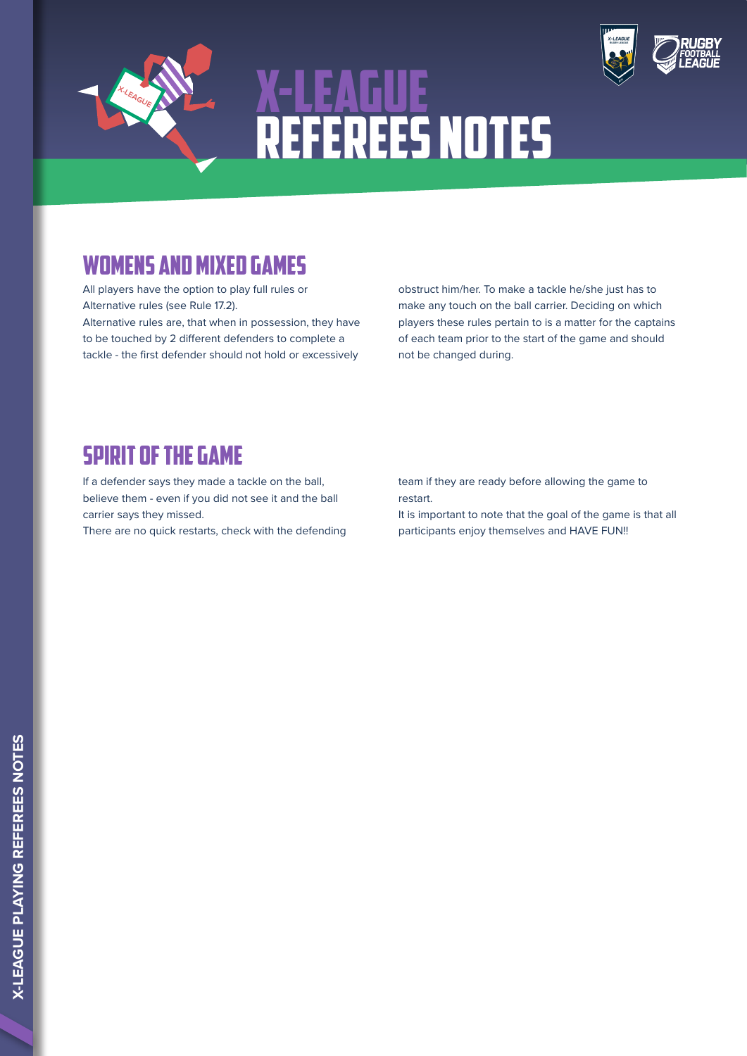# X-LEAGUE REFEREES NOTES

## WOMENS AND MIXED GAMES

All players have the option to play full rules or Alternative rules (see Rule 17.2).
Alternative rules are, that when in possession, they have to be touched by 2 different defenders to complete a tackle - the first defender should not hold or excessively obstruct him/her. To make a tackle he/she just has to make any touch on the ball carrier. Deciding on which players these rules pertain to is a matter for the captains of each team prior to the start of the game and should not be changed during.

## SPIRIT OF THE GAME

If a defender says they made a tackle on the ball, believe them - even if you did not see it and the ball carrier says they missed.
There are no quick restarts, check with the defending team if they are ready before allowing the game to restart.
It is important to note that the goal of the game is that all participants enjoy themselves and HAVE FUN!!